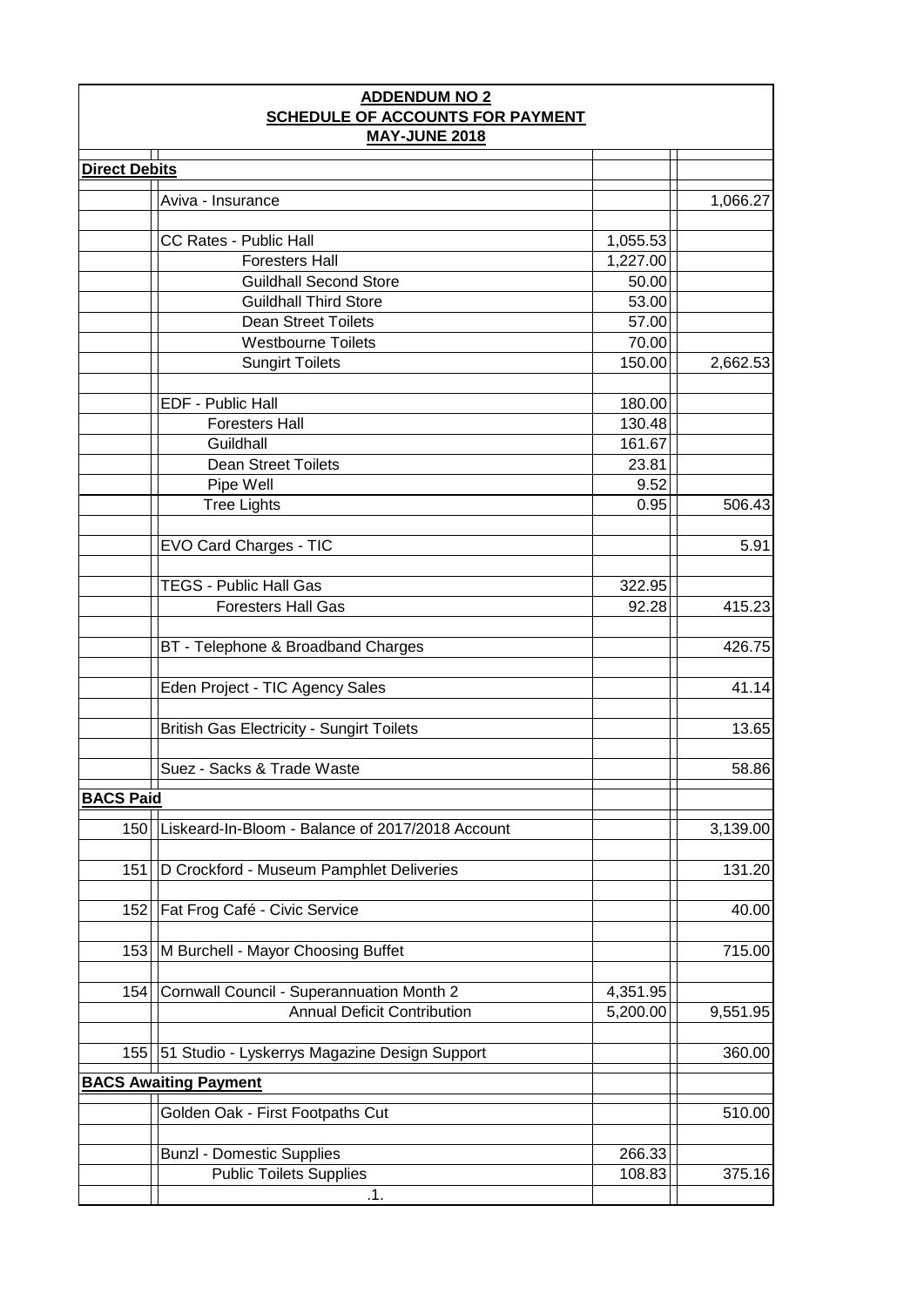**ADDENDUM NO 2**
**SCHEDULE OF ACCOUNTS FOR PAYMENT**
**MAY-JUNE 2018**

| | | | |
|---|---|---|---|
| **Direct Debits** | | | |
| | Aviva - Insurance | | 1,066.27 |
| | CC Rates - Public Hall | 1,055.53 | |
| | Foresters Hall | 1,227.00 | |
| | Guildhall Second Store | 50.00 | |
| | Guildhall Third Store | 53.00 | |
| | Dean Street Toilets | 57.00 | |
| | Westbourne Toilets | 70.00 | |
| | Sungirt Toilets | 150.00 | 2,662.53 |
| | EDF - Public Hall | 180.00 | |
| | Foresters Hall | 130.48 | |
| | Guildhall | 161.67 | |
| | Dean Street Toilets | 23.81 | |
| | Pipe Well | 9.52 | |
| | Tree Lights | 0.95 | 506.43 |
| | EVO Card Charges - TIC | | 5.91 |
| | TEGS - Public Hall Gas | 322.95 | |
| | Foresters Hall Gas | 92.28 | 415.23 |
| | BT - Telephone & Broadband Charges | | 426.75 |
| | Eden Project - TIC Agency Sales | | 41.14 |
| | British Gas Electricity - Sungirt Toilets | | 13.65 |
| | Suez - Sacks & Trade Waste | | 58.86 |
| **BACS Paid** | | | |
| 150 | Liskeard-In-Bloom - Balance of 2017/2018 Account | | 3,139.00 |
| 151 | D Crockford - Museum Pamphlet Deliveries | | 131.20 |
| 152 | Fat Frog Café - Civic Service | | 40.00 |
| 153 | M Burchell - Mayor Choosing Buffet | | 715.00 |
| 154 | Cornwall Council - Superannuation Month 2 | 4,351.95 | |
| | Annual Deficit Contribution | 5,200.00 | 9,551.95 |
| 155 | 51 Studio - Lyskerrys Magazine Design Support | | 360.00 |
| **BACS Awaiting Payment** | | | |
| | Golden Oak - First Footpaths Cut | | 510.00 |
| | Bunzl - Domestic Supplies | 266.33 | |
| | Public Toilets Supplies | 108.83 | 375.16 |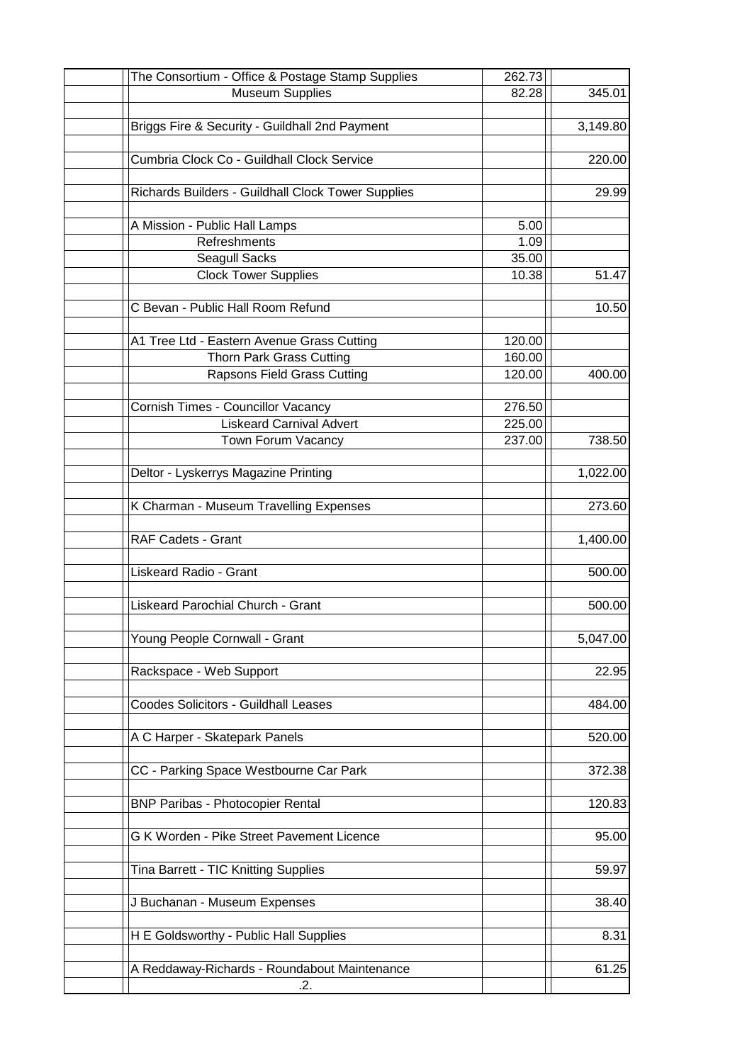| | Description | Item | Total |
|---|---|---|---|
| | The Consortium - Office & Postage Stamp Supplies | 262.73 | |
| | Museum Supplies | 82.28 | 345.01 |
| | | | |
| | Briggs Fire & Security - Guildhall 2nd Payment | | 3,149.80 |
| | | | |
| | Cumbria Clock Co - Guildhall Clock Service | | 220.00 |
| | | | |
| | Richards Builders - Guildhall Clock Tower Supplies | | 29.99 |
| | | | |
| | A Mission - Public Hall Lamps | 5.00 | |
| | Refreshments | 1.09 | |
| | Seagull Sacks | 35.00 | |
| | Clock Tower Supplies | 10.38 | 51.47 |
| | | | |
| | C Bevan - Public Hall Room Refund | | 10.50 |
| | | | |
| | A1 Tree Ltd - Eastern Avenue Grass Cutting | 120.00 | |
| | Thorn Park Grass Cutting | 160.00 | |
| | Rapsons Field Grass Cutting | 120.00 | 400.00 |
| | | | |
| | Cornish Times - Councillor Vacancy | 276.50 | |
| | Liskeard Carnival Advert | 225.00 | |
| | Town Forum Vacancy | 237.00 | 738.50 |
| | | | |
| | Deltor - Lyskerrys Magazine Printing | | 1,022.00 |
| | | | |
| | K Charman - Museum Travelling Expenses | | 273.60 |
| | | | |
| | RAF Cadets - Grant | | 1,400.00 |
| | | | |
| | Liskeard Radio - Grant | | 500.00 |
| | | | |
| | Liskeard Parochial Church - Grant | | 500.00 |
| | | | |
| | Young People Cornwall - Grant | | 5,047.00 |
| | | | |
| | Rackspace - Web Support | | 22.95 |
| | | | |
| | Coodes Solicitors - Guildhall Leases | | 484.00 |
| | | | |
| | A C Harper - Skatepark Panels | | 520.00 |
| | | | |
| | CC - Parking Space Westbourne Car Park | | 372.38 |
| | | | |
| | BNP Paribas - Photocopier Rental | | 120.83 |
| | | | |
| | G K Worden - Pike Street Pavement Licence | | 95.00 |
| | | | |
| | Tina Barrett - TIC Knitting Supplies | | 59.97 |
| | | | |
| | J Buchanan - Museum Expenses | | 38.40 |
| | | | |
| | H E Goldsworthy - Public Hall Supplies | | 8.31 |
| | | | |
| | A Reddaway-Richards - Roundabout Maintenance | | 61.25 |
| | .2. | | |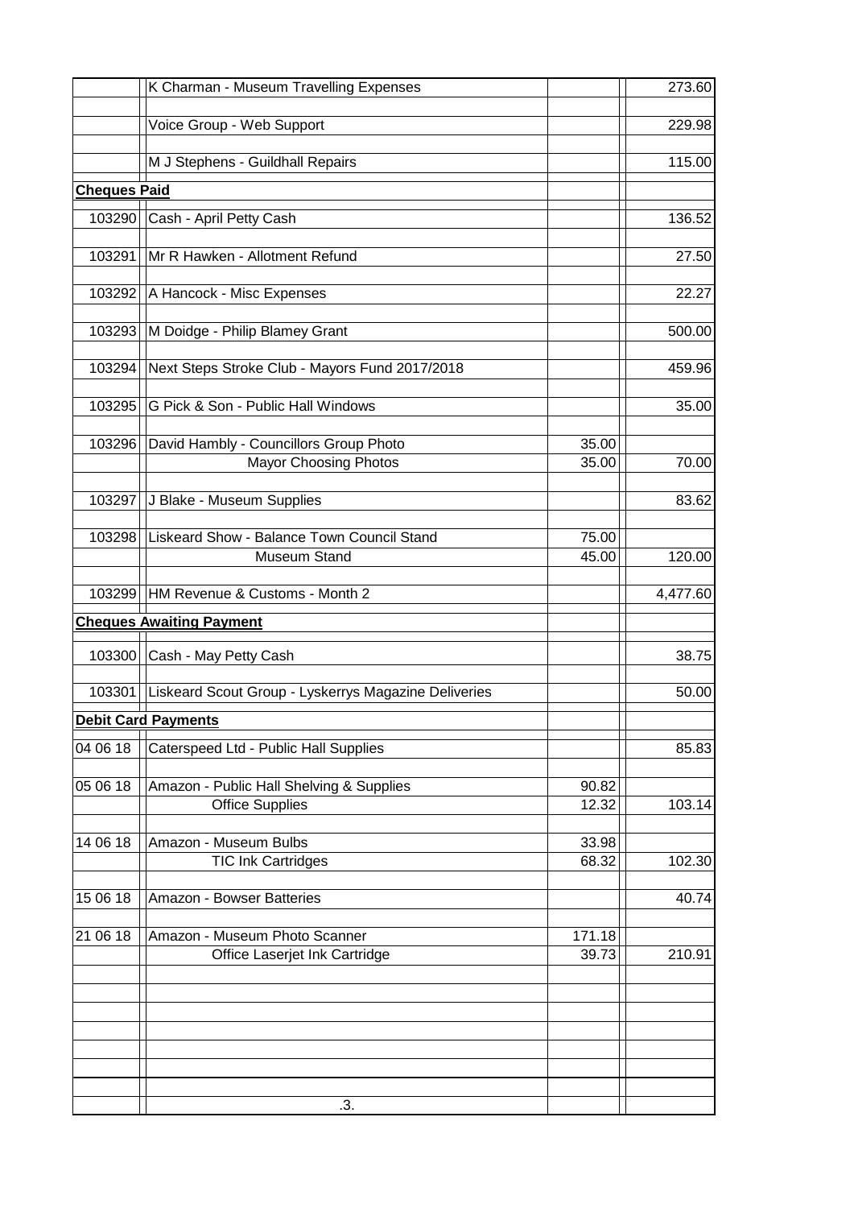| | | | |
|---|---|---|---|
| | K Charman - Museum Travelling Expenses | | 273.60 |
| | Voice Group - Web Support | | 229.98 |
| | M J Stephens - Guildhall Repairs | | 115.00 |
| **Cheques Paid** | | | |
| 103290 | Cash - April Petty Cash | | 136.52 |
| 103291 | Mr R Hawken - Allotment Refund | | 27.50 |
| 103292 | A Hancock - Misc Expenses | | 22.27 |
| 103293 | M Doidge - Philip Blamey Grant | | 500.00 |
| 103294 | Next Steps Stroke Club - Mayors Fund 2017/2018 | | 459.96 |
| 103295 | G Pick & Son - Public Hall Windows | | 35.00 |
| 103296 | David Hambly - Councillors Group Photo | 35.00 | |
| | Mayor Choosing Photos | 35.00 | 70.00 |
| 103297 | J Blake - Museum Supplies | | 83.62 |
| 103298 | Liskeard Show - Balance Town Council Stand | 75.00 | |
| | Museum Stand | 45.00 | 120.00 |
| 103299 | HM Revenue & Customs - Month 2 | | 4,477.60 |
| **Cheques Awaiting Payment** | | | |
| 103300 | Cash - May Petty Cash | | 38.75 |
| 103301 | Liskeard Scout Group - Lyskerrys Magazine Deliveries | | 50.00 |
| **Debit Card Payments** | | | |
| 04 06 18 | Caterspeed Ltd - Public Hall Supplies | | 85.83 |
| 05 06 18 | Amazon - Public Hall Shelving & Supplies | 90.82 | |
| | Office Supplies | 12.32 | 103.14 |
| 14 06 18 | Amazon - Museum Bulbs | 33.98 | |
| | TIC Ink Cartridges | 68.32 | 102.30 |
| 15 06 18 | Amazon - Bowser Batteries | | 40.74 |
| 21 06 18 | Amazon - Museum Photo Scanner | 171.18 | |
| | Office Laserjet Ink Cartridge | 39.73 | 210.91 |